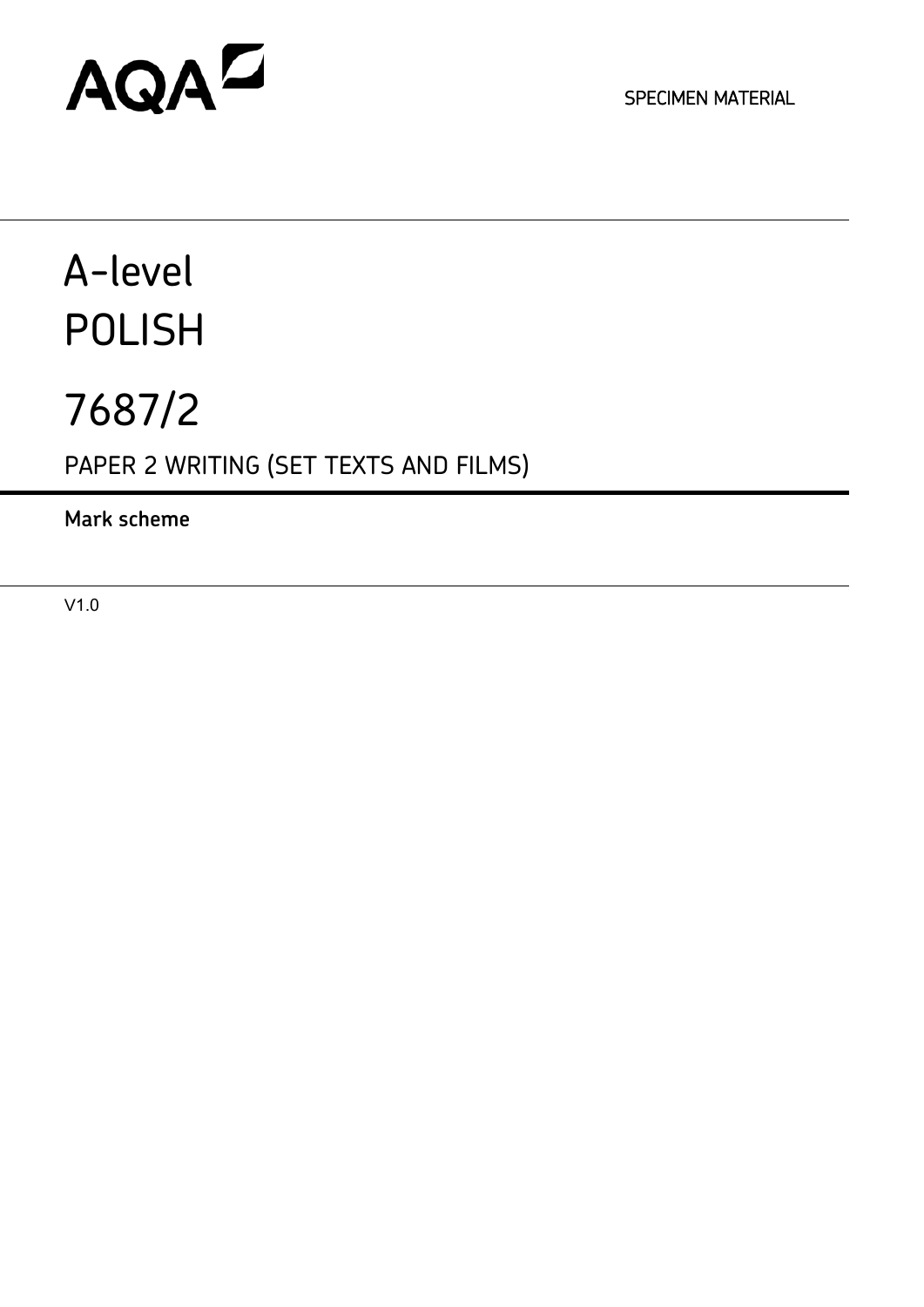AQA

SPECIMEN MATERIAL

# A-level
# POLISH

# 7687/2

## PAPER 2 WRITING (SET TEXTS AND FILMS)

**Mark scheme**

V1.0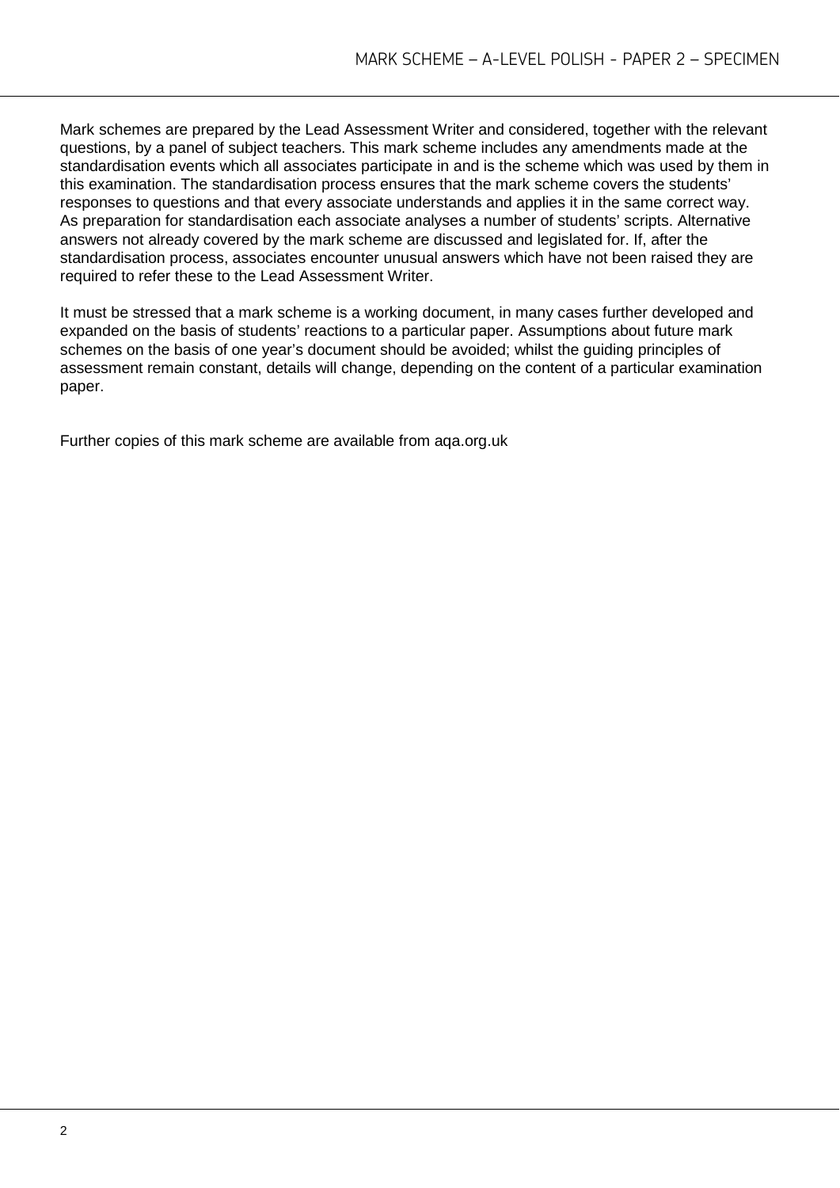Mark schemes are prepared by the Lead Assessment Writer and considered, together with the relevant questions, by a panel of subject teachers. This mark scheme includes any amendments made at the standardisation events which all associates participate in and is the scheme which was used by them in this examination. The standardisation process ensures that the mark scheme covers the students' responses to questions and that every associate understands and applies it in the same correct way. As preparation for standardisation each associate analyses a number of students' scripts. Alternative answers not already covered by the mark scheme are discussed and legislated for. If, after the standardisation process, associates encounter unusual answers which have not been raised they are required to refer these to the Lead Assessment Writer.

It must be stressed that a mark scheme is a working document, in many cases further developed and expanded on the basis of students' reactions to a particular paper. Assumptions about future mark schemes on the basis of one year's document should be avoided; whilst the guiding principles of assessment remain constant, details will change, depending on the content of a particular examination paper.

Further copies of this mark scheme are available from aqa.org.uk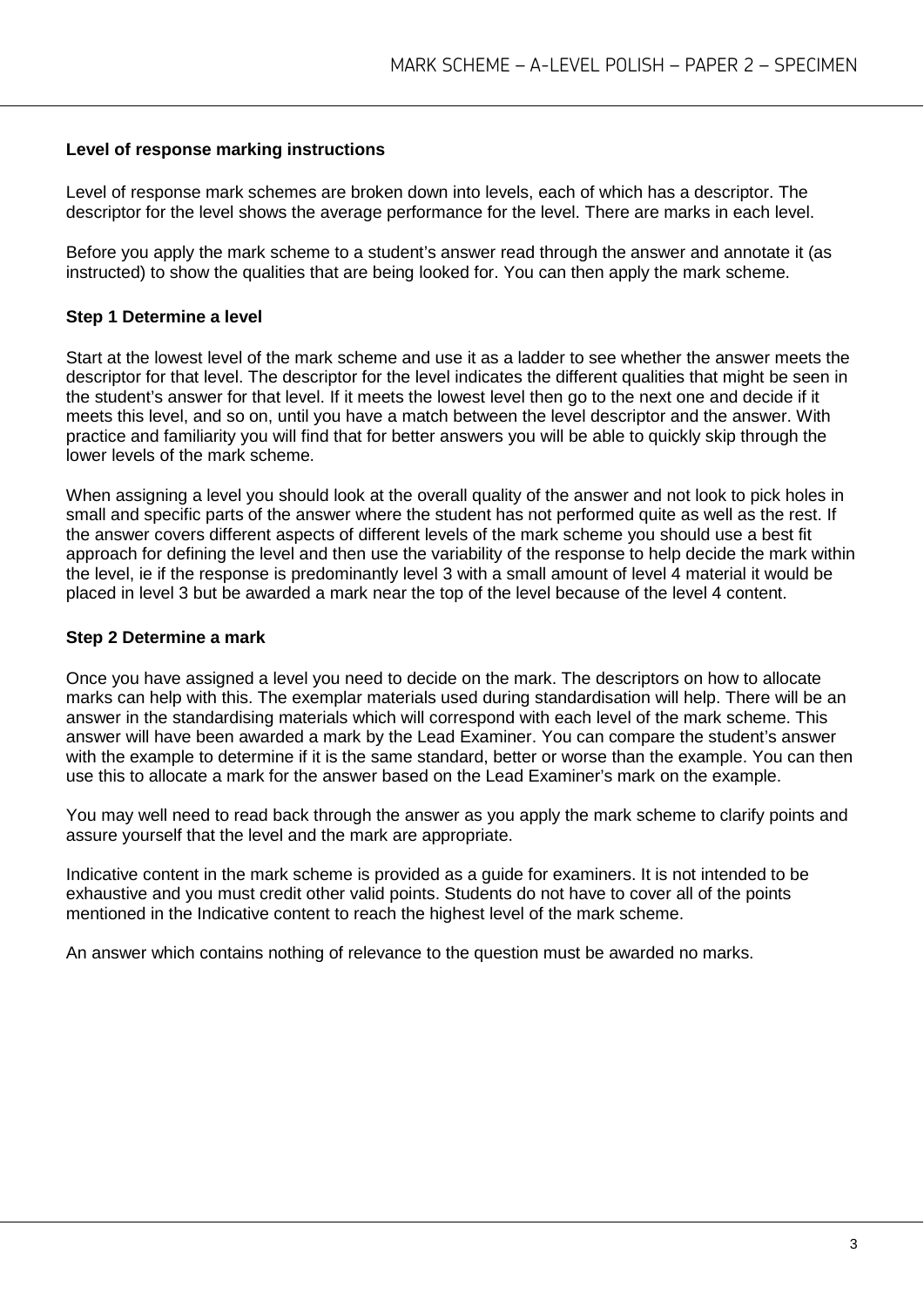**Level of response marking instructions**

Level of response mark schemes are broken down into levels, each of which has a descriptor. The descriptor for the level shows the average performance for the level. There are marks in each level.

Before you apply the mark scheme to a student's answer read through the answer and annotate it (as instructed) to show the qualities that are being looked for. You can then apply the mark scheme.

**Step 1 Determine a level**

Start at the lowest level of the mark scheme and use it as a ladder to see whether the answer meets the descriptor for that level. The descriptor for the level indicates the different qualities that might be seen in the student's answer for that level. If it meets the lowest level then go to the next one and decide if it meets this level, and so on, until you have a match between the level descriptor and the answer. With practice and familiarity you will find that for better answers you will be able to quickly skip through the lower levels of the mark scheme.

When assigning a level you should look at the overall quality of the answer and not look to pick holes in small and specific parts of the answer where the student has not performed quite as well as the rest. If the answer covers different aspects of different levels of the mark scheme you should use a best fit approach for defining the level and then use the variability of the response to help decide the mark within the level, ie if the response is predominantly level 3 with a small amount of level 4 material it would be placed in level 3 but be awarded a mark near the top of the level because of the level 4 content.

**Step 2 Determine a mark**

Once you have assigned a level you need to decide on the mark. The descriptors on how to allocate marks can help with this. The exemplar materials used during standardisation will help. There will be an answer in the standardising materials which will correspond with each level of the mark scheme. This answer will have been awarded a mark by the Lead Examiner. You can compare the student's answer with the example to determine if it is the same standard, better or worse than the example. You can then use this to allocate a mark for the answer based on the Lead Examiner's mark on the example.

You may well need to read back through the answer as you apply the mark scheme to clarify points and assure yourself that the level and the mark are appropriate.

Indicative content in the mark scheme is provided as a guide for examiners. It is not intended to be exhaustive and you must credit other valid points. Students do not have to cover all of the points mentioned in the Indicative content to reach the highest level of the mark scheme.

An answer which contains nothing of relevance to the question must be awarded no marks.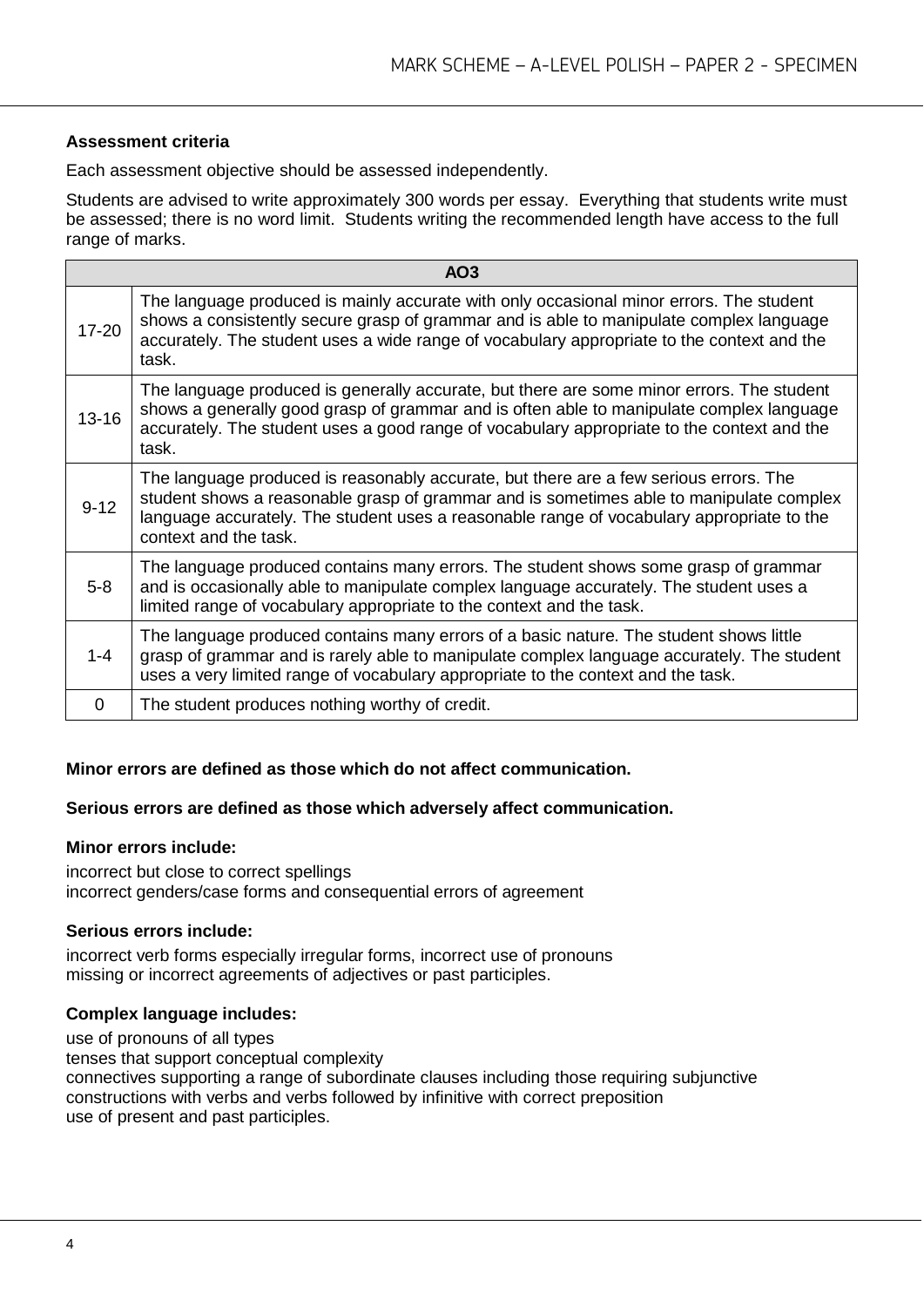**Assessment criteria**

Each assessment objective should be assessed independently.

Students are advised to write approximately 300 words per essay. Everything that students write must be assessed; there is no word limit. Students writing the recommended length have access to the full range of marks.

| AO3 | |
|---|---|
| 17-20 | The language produced is mainly accurate with only occasional minor errors. The student shows a consistently secure grasp of grammar and is able to manipulate complex language accurately. The student uses a wide range of vocabulary appropriate to the context and the task. |
| 13-16 | The language produced is generally accurate, but there are some minor errors. The student shows a generally good grasp of grammar and is often able to manipulate complex language accurately. The student uses a good range of vocabulary appropriate to the context and the task. |
| 9-12 | The language produced is reasonably accurate, but there are a few serious errors. The student shows a reasonable grasp of grammar and is sometimes able to manipulate complex language accurately. The student uses a reasonable range of vocabulary appropriate to the context and the task. |
| 5-8 | The language produced contains many errors. The student shows some grasp of grammar and is occasionally able to manipulate complex language accurately. The student uses a limited range of vocabulary appropriate to the context and the task. |
| 1-4 | The language produced contains many errors of a basic nature. The student shows little grasp of grammar and is rarely able to manipulate complex language accurately. The student uses a very limited range of vocabulary appropriate to the context and the task. |
| 0 | The student produces nothing worthy of credit. |

**Minor errors are defined as those which do not affect communication.**

**Serious errors are defined as those which adversely affect communication.**

**Minor errors include:**

incorrect but close to correct spellings
incorrect genders/case forms and consequential errors of agreement

**Serious errors include:**

incorrect verb forms especially irregular forms, incorrect use of pronouns
missing or incorrect agreements of adjectives or past participles.

**Complex language includes:**

use of pronouns of all types
tenses that support conceptual complexity
connectives supporting a range of subordinate clauses including those requiring subjunctive
constructions with verbs and verbs followed by infinitive with correct preposition
use of present and past participles.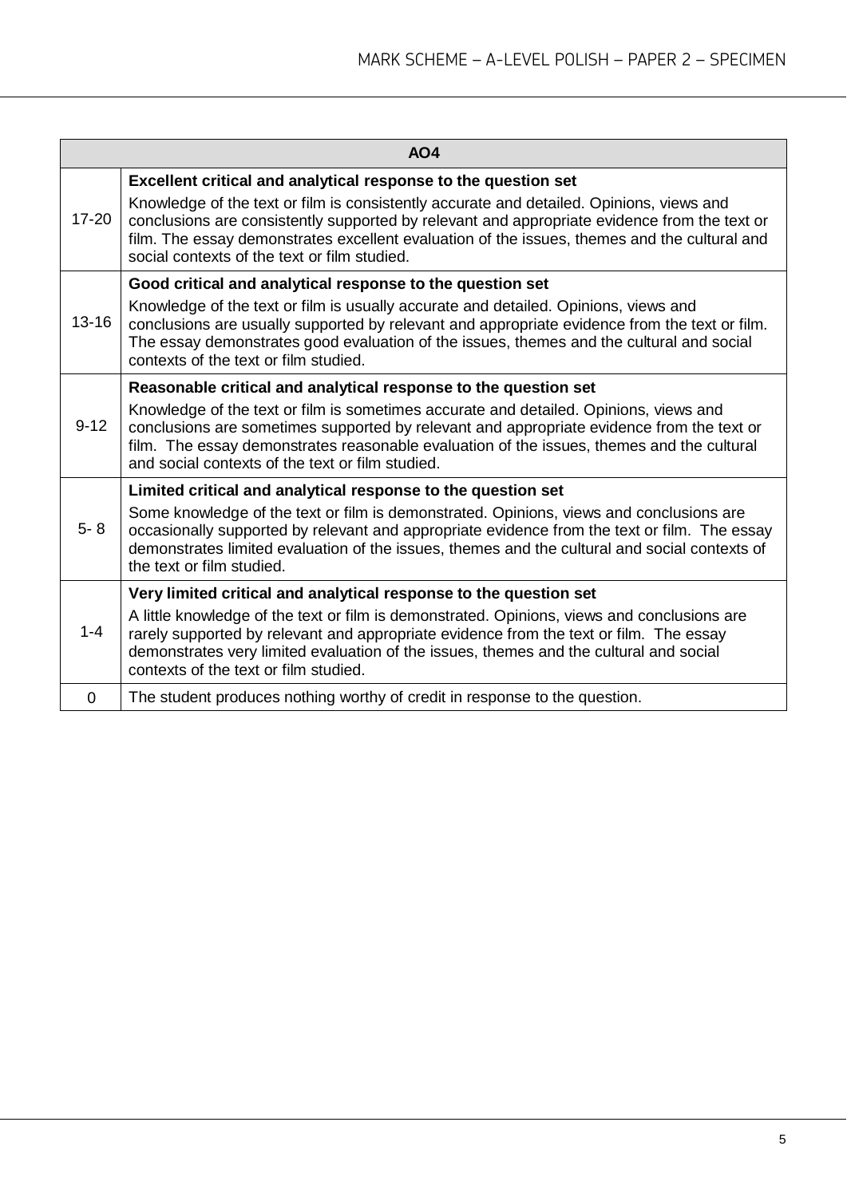| AO4 | |
|---|---|
| 17-20 | **Excellent critical and analytical response to the question set**<br>Knowledge of the text or film is consistently accurate and detailed. Opinions, views and conclusions are consistently supported by relevant and appropriate evidence from the text or film. The essay demonstrates excellent evaluation of the issues, themes and the cultural and social contexts of the text or film studied. |
| 13-16 | **Good critical and analytical response to the question set**<br>Knowledge of the text or film is usually accurate and detailed. Opinions, views and conclusions are usually supported by relevant and appropriate evidence from the text or film. The essay demonstrates good evaluation of the issues, themes and the cultural and social contexts of the text or film studied. |
| 9-12 | **Reasonable critical and analytical response to the question set**<br>Knowledge of the text or film is sometimes accurate and detailed. Opinions, views and conclusions are sometimes supported by relevant and appropriate evidence from the text or film. The essay demonstrates reasonable evaluation of the issues, themes and the cultural and social contexts of the text or film studied. |
| 5- 8 | **Limited critical and analytical response to the question set**<br>Some knowledge of the text or film is demonstrated. Opinions, views and conclusions are occasionally supported by relevant and appropriate evidence from the text or film. The essay demonstrates limited evaluation of the issues, themes and the cultural and social contexts of the text or film studied. |
| 1-4 | **Very limited critical and analytical response to the question set**<br>A little knowledge of the text or film is demonstrated. Opinions, views and conclusions are rarely supported by relevant and appropriate evidence from the text or film. The essay demonstrates very limited evaluation of the issues, themes and the cultural and social contexts of the text or film studied. |
| 0 | The student produces nothing worthy of credit in response to the question. |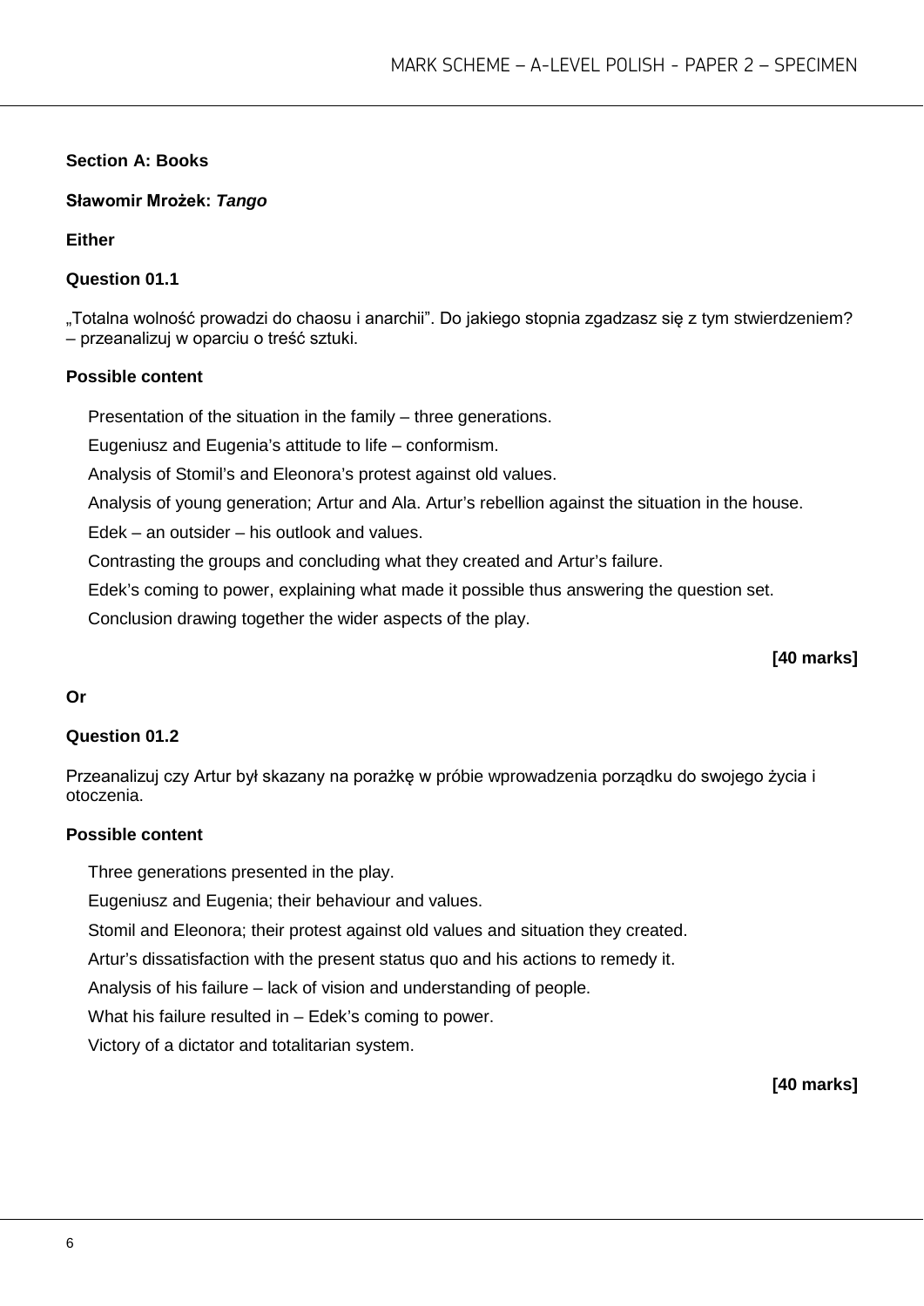**Section A: Books**

**Sławomir Mrożek: *Tango***

**Either**

**Question 01.1**

„Totalna wolność prowadzi do chaosu i anarchii". Do jakiego stopnia zgadzasz się z tym stwierdzeniem? – przeanalizuj w oparciu o treść sztuki.

**Possible content**

Presentation of the situation in the family – three generations.

Eugeniusz and Eugenia's attitude to life – conformism.

Analysis of Stomil's and Eleonora's protest against old values.

Analysis of young generation; Artur and Ala. Artur's rebellion against the situation in the house.

Edek – an outsider – his outlook and values.

Contrasting the groups and concluding what they created and Artur's failure.

Edek's coming to power, explaining what made it possible thus answering the question set.

Conclusion drawing together the wider aspects of the play.

**[40 marks]**

**Or**

**Question 01.2**

Przeanalizuj czy Artur był skazany na porażkę w próbie wprowadzenia porządku do swojego życia i otoczenia.

**Possible content**

Three generations presented in the play.

Eugeniusz and Eugenia; their behaviour and values.

Stomil and Eleonora; their protest against old values and situation they created.

Artur's dissatisfaction with the present status quo and his actions to remedy it.

Analysis of his failure – lack of vision and understanding of people.

What his failure resulted in – Edek's coming to power.

Victory of a dictator and totalitarian system.

**[40 marks]**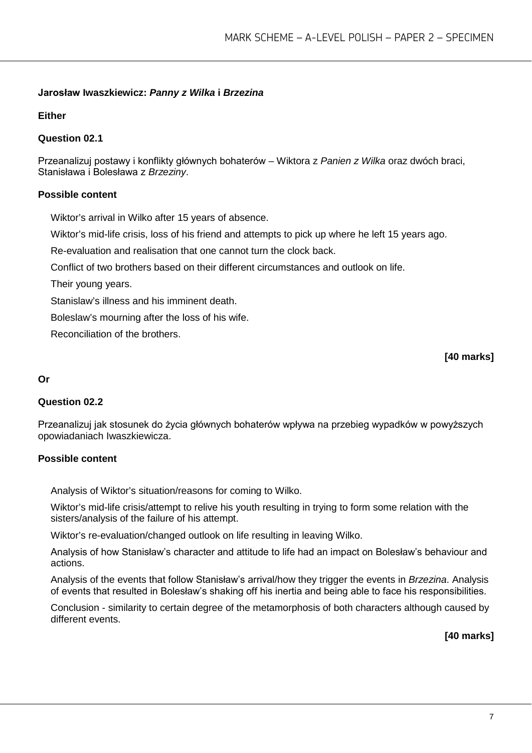**Jarosław Iwaszkiewicz: *Panny z Wilka* i *Brzezina***

**Either**

**Question 02.1**

Przeanalizuj postawy i konflikty głównych bohaterów – Wiktora z *Panien z Wilka* oraz dwóch braci, Stanisława i Bolesława z *Brzeziny*.

**Possible content**

- Wiktor's arrival in Wilko after 15 years of absence.
- Wiktor's mid-life crisis, loss of his friend and attempts to pick up where he left 15 years ago.
- Re-evaluation and realisation that one cannot turn the clock back.
- Conflict of two brothers based on their different circumstances and outlook on life.
- Their young years.
- Stanislaw's illness and his imminent death.
- Boleslaw's mourning after the loss of his wife.
- Reconciliation of the brothers.

**[40 marks]**

**Or**

**Question 02.2**

Przeanalizuj jak stosunek do życia głównych bohaterów wpływa na przebieg wypadków w powyższych opowiadaniach Iwaszkiewicza.

**Possible content**

- Analysis of Wiktor's situation/reasons for coming to Wilko.
- Wiktor's mid-life crisis/attempt to relive his youth resulting in trying to form some relation with the sisters/analysis of the failure of his attempt.
- Wiktor's re-evaluation/changed outlook on life resulting in leaving Wilko.
- Analysis of how Stanisław's character and attitude to life had an impact on Bolesław's behaviour and actions.
- Analysis of the events that follow Stanisław's arrival/how they trigger the events in *Brzezina*. Analysis of events that resulted in Bolesław's shaking off his inertia and being able to face his responsibilities.
- Conclusion - similarity to certain degree of the metamorphosis of both characters although caused by different events.

**[40 marks]**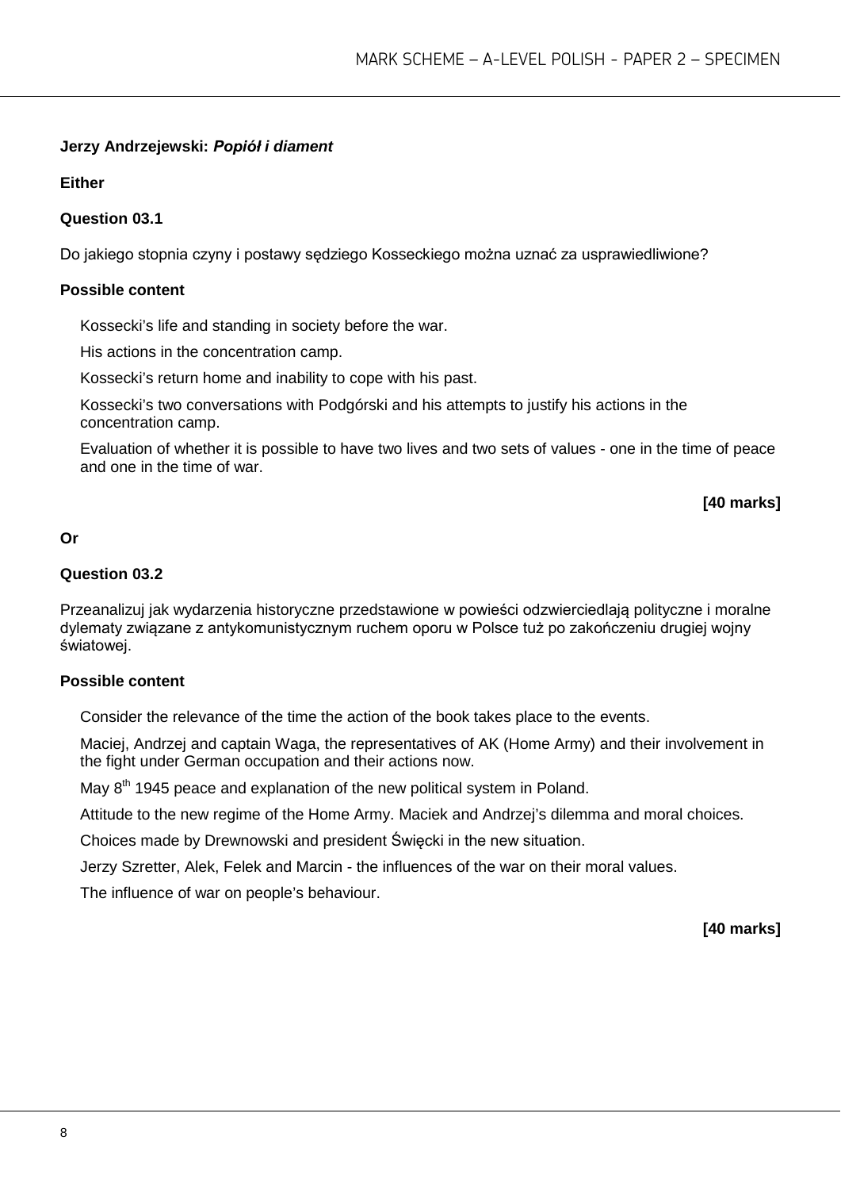**Jerzy Andrzejewski: *Popiół i diament***

**Either**

**Question 03.1**

Do jakiego stopnia czyny i postawy sędziego Kosseckiego można uznać za usprawiedliwione?

**Possible content**

- Kossecki's life and standing in society before the war.
- His actions in the concentration camp.
- Kossecki's return home and inability to cope with his past.
- Kossecki's two conversations with Podgórski and his attempts to justify his actions in the concentration camp.
- Evaluation of whether it is possible to have two lives and two sets of values - one in the time of peace and one in the time of war.

**[40 marks]**

**Or**

**Question 03.2**

Przeanalizuj jak wydarzenia historyczne przedstawione w powieści odzwierciedlają polityczne i moralne dylematy związane z antykomunistycznym ruchem oporu w Polsce tuż po zakończeniu drugiej wojny światowej.

**Possible content**

- Consider the relevance of the time the action of the book takes place to the events.
- Maciej, Andrzej and captain Waga, the representatives of AK (Home Army) and their involvement in the fight under German occupation and their actions now.
- May 8th 1945 peace and explanation of the new political system in Poland.
- Attitude to the new regime of the Home Army. Maciek and Andrzej's dilemma and moral choices.
- Choices made by Drewnowski and president Święcki in the new situation.
- Jerzy Szretter, Alek, Felek and Marcin - the influences of the war on their moral values.
- The influence of war on people's behaviour.

**[40 marks]**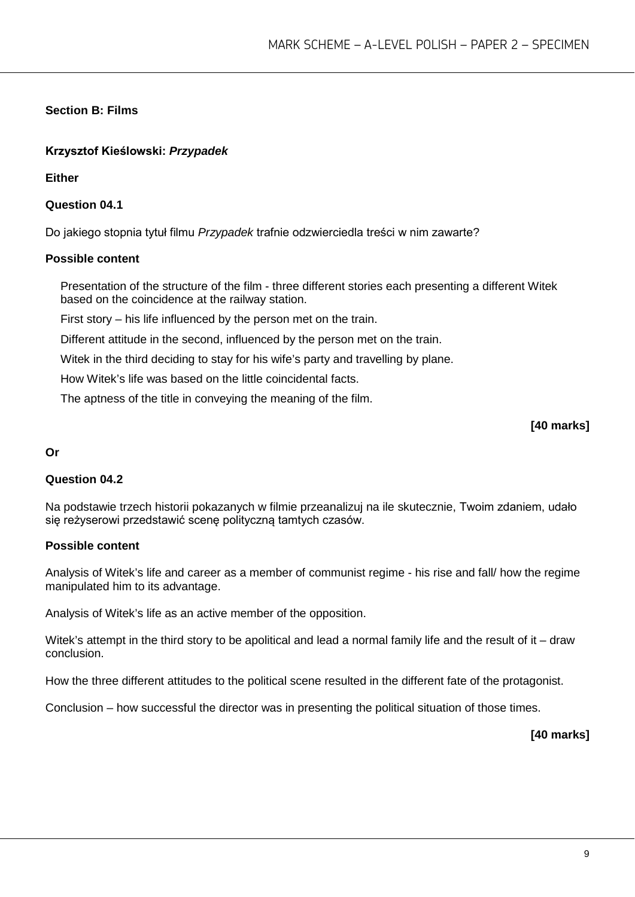## Section B: Films

### Krzysztof Kieślowski: *Przypadek*

**Either**

**Question 04.1**

Do jakiego stopnia tytuł filmu *Przypadek* trafnie odzwierciedla treści w nim zawarte?

**Possible content**

Presentation of the structure of the film - three different stories each presenting a different Witek based on the coincidence at the railway station.

First story – his life influenced by the person met on the train.

Different attitude in the second, influenced by the person met on the train.

Witek in the third deciding to stay for his wife's party and travelling by plane.

How Witek's life was based on the little coincidental facts.

The aptness of the title in conveying the meaning of the film.

**[40 marks]**

**Or**

**Question 04.2**

Na podstawie trzech historii pokazanych w filmie przeanalizuj na ile skutecznie, Twoim zdaniem, udało się reżyserowi przedstawić scenę polityczną tamtych czasów.

**Possible content**

Analysis of Witek's life and career as a member of communist regime - his rise and fall/ how the regime manipulated him to its advantage.

Analysis of Witek's life as an active member of the opposition.

Witek's attempt in the third story to be apolitical and lead a normal family life and the result of it – draw conclusion.

How the three different attitudes to the political scene resulted in the different fate of the protagonist.

Conclusion – how successful the director was in presenting the political situation of those times.

**[40 marks]**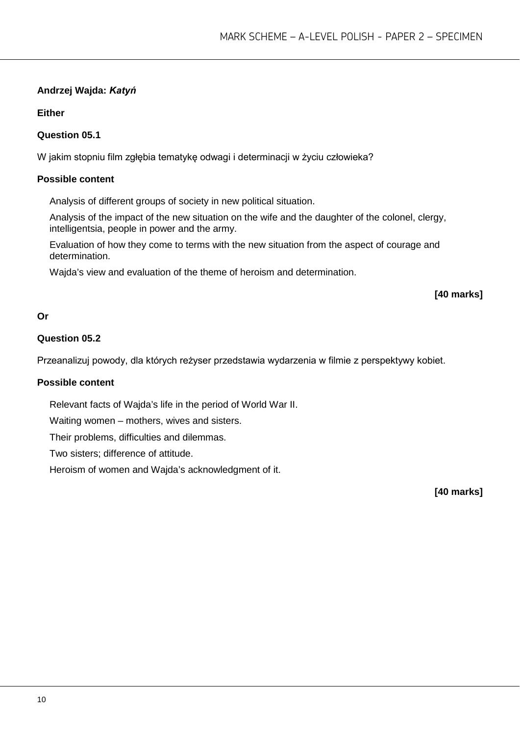**Andrzej Wajda: *Katyń***

**Either**

**Question 05.1**

W jakim stopniu film zgłębia tematykę odwagi i determinacji w życiu człowieka?

**Possible content**

Analysis of different groups of society in new political situation.

Analysis of the impact of the new situation on the wife and the daughter of the colonel, clergy, intelligentsia, people in power and the army.

Evaluation of how they come to terms with the new situation from the aspect of courage and determination.

Wajda's view and evaluation of the theme of heroism and determination.

**[40 marks]**

**Or**

**Question 05.2**

Przeanalizuj powody, dla których reżyser przedstawia wydarzenia w filmie z perspektywy kobiet.

**Possible content**

Relevant facts of Wajda's life in the period of World War II.

Waiting women – mothers, wives and sisters.

Their problems, difficulties and dilemmas.

Two sisters; difference of attitude.

Heroism of women and Wajda's acknowledgment of it.

**[40 marks]**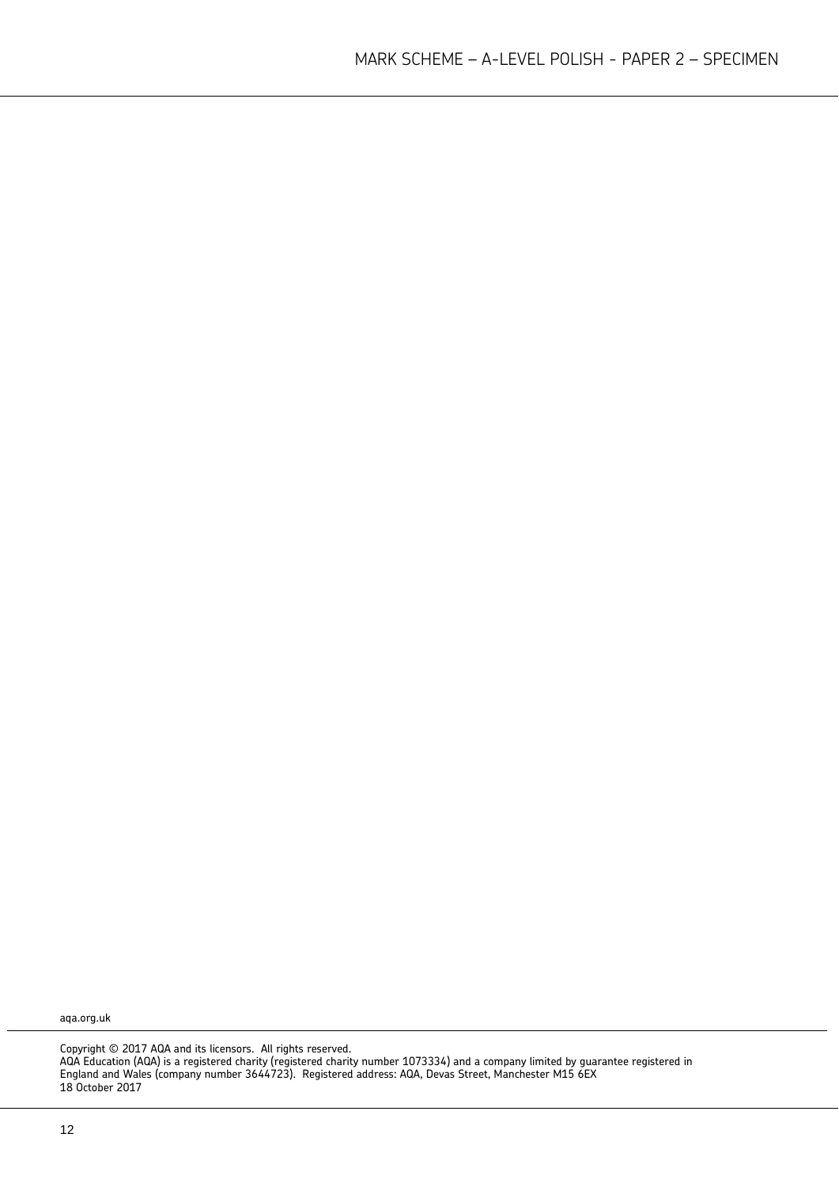aqa.org.uk

Copyright © 2017 AQA and its licensors. All rights reserved.
AQA Education (AQA) is a registered charity (registered charity number 1073334) and a company limited by guarantee registered in England and Wales (company number 3644723). Registered address: AQA, Devas Street, Manchester M15 6EX
18 October 2017